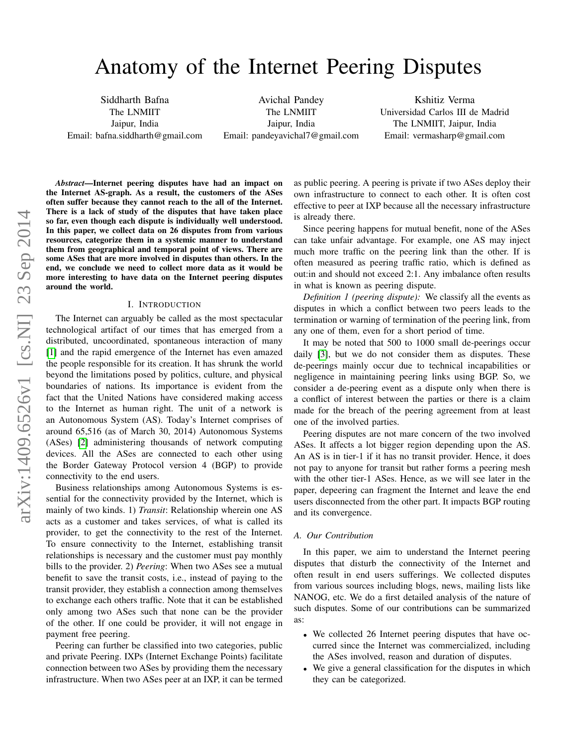# Anatomy of the Internet Peering Disputes

Siddharth Bafna
The LNMIIT
Jaipur, India
Email: bafna.siddharth@gmail.com

Avichal Pandey
The LNMIIT
Jaipur, India
Email: pandeyavichal7@gmail.com

Kshitiz Verma
Universidad Carlos III de Madrid
The LNMIIT, Jaipur, India
Email: vermasharp@gmail.com

***Abstract*—Internet peering disputes have had an impact on the Internet AS-graph. As a result, the customers of the ASes often suffer because they cannot reach to the all of the Internet. There is a lack of study of the disputes that have taken place so far, even though each dispute is individually well understood. In this paper, we collect data on 26 disputes from from various resources, categorize them in a systemic manner to understand them from geographical and temporal point of views. There are some ASes that are more involved in disputes than others. In the end, we conclude we need to collect more data as it would be more interesting to have data on the Internet peering disputes around the world.**

## I. Introduction

The Internet can arguably be called as the most spectacular technological artifact of our times that has emerged from a distributed, uncoordinated, spontaneous interaction of many [1] and the rapid emergence of the Internet has even amazed the people responsible for its creation. It has shrunk the world beyond the limitations posed by politics, culture, and physical boundaries of nations. Its importance is evident from the fact that the United Nations have considered making access to the Internet as human right. The unit of a network is an Autonomous System (AS). Today's Internet comprises of around 65,516 (as of March 30, 2014) Autonomous Systems (ASes) [2] administering thousands of network computing devices. All the ASes are connected to each other using the Border Gateway Protocol version 4 (BGP) to provide connectivity to the end users.

Business relationships among Autonomous Systems is essential for the connectivity provided by the Internet, which is mainly of two kinds. 1) *Transit*: Relationship wherein one AS acts as a customer and takes services, of what is called its provider, to get the connectivity to the rest of the Internet. To ensure connectivity to the Internet, establishing transit relationships is necessary and the customer must pay monthly bills to the provider. 2) *Peering*: When two ASes see a mutual benefit to save the transit costs, i.e., instead of paying to the transit provider, they establish a connection among themselves to exchange each others traffic. Note that it can be established only among two ASes such that none can be the provider of the other. If one could be provider, it will not engage in payment free peering.

Peering can further be classified into two categories, public and private Peering. IXPs (Internet Exchange Points) facilitate connection between two ASes by providing them the necessary infrastructure. When two ASes peer at an IXP, it can be termed as public peering. A peering is private if two ASes deploy their own infrastructure to connect to each other. It is often cost effective to peer at IXP because all the necessary infrastructure is already there.

Since peering happens for mutual benefit, none of the ASes can take unfair advantage. For example, one AS may inject much more traffic on the peering link than the other. If is often measured as peering traffic ratio, which is defined as out:in and should not exceed 2:1. Any imbalance often results in what is known as peering dispute.

*Definition 1 (peering dispute):* We classify all the events as disputes in which a conflict between two peers leads to the termination or warning of termination of the peering link, from any one of them, even for a short period of time.

It may be noted that 500 to 1000 small de-peerings occur daily [3], but we do not consider them as disputes. These de-peerings mainly occur due to technical incapabilities or negligence in maintaining peering links using BGP. So, we consider a de-peering event as a dispute only when there is a conflict of interest between the parties or there is a claim made for the breach of the peering agreement from at least one of the involved parties.

Peering disputes are not mare concern of the two involved ASes. It affects a lot bigger region depending upon the AS. An AS is in tier-1 if it has no transit provider. Hence, it does not pay to anyone for transit but rather forms a peering mesh with the other tier-1 ASes. Hence, as we will see later in the paper, depeering can fragment the Internet and leave the end users disconnected from the other part. It impacts BGP routing and its convergence.

### A. Our Contribution

In this paper, we aim to understand the Internet peering disputes that disturb the connectivity of the Internet and often result in end users sufferings. We collected disputes from various sources including blogs, news, mailing lists like NANOG, etc. We do a first detailed analysis of the nature of such disputes. Some of our contributions can be summarized as:

- We collected 26 Internet peering disputes that have occurred since the Internet was commercialized, including the ASes involved, reason and duration of disputes.
- We give a general classification for the disputes in which they can be categorized.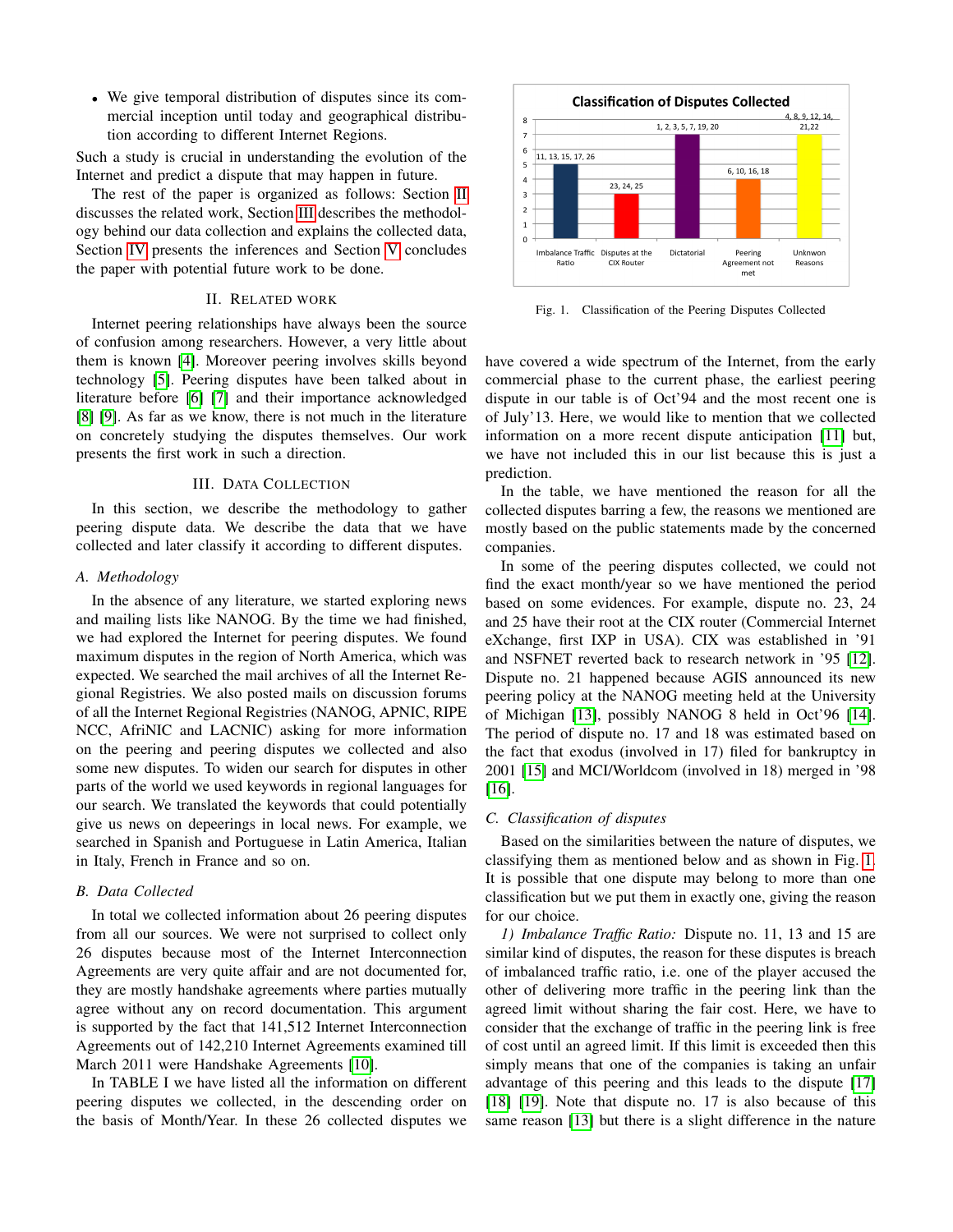- We give temporal distribution of disputes since its commercial inception until today and geographical distribution according to different Internet Regions.

Such a study is crucial in understanding the evolution of the Internet and predict a dispute that may happen in future.

The rest of the paper is organized as follows: Section II discusses the related work, Section III describes the methodology behind our data collection and explains the collected data, Section IV presents the inferences and Section V concludes the paper with potential future work to be done.

## II. Related Work

Internet peering relationships have always been the source of confusion among researchers. However, a very little about them is known [4]. Moreover peering involves skills beyond technology [5]. Peering disputes have been talked about in literature before [6] [7] and their importance acknowledged [8] [9]. As far as we know, there is not much in the literature on concretely studying the disputes themselves. Our work presents the first work in such a direction.

## III. Data Collection

In this section, we describe the methodology to gather peering dispute data. We describe the data that we have collected and later classify it according to different disputes.

### A. Methodology

In the absence of any literature, we started exploring news and mailing lists like NANOG. By the time we had finished, we had explored the Internet for peering disputes. We found maximum disputes in the region of North America, which was expected. We searched the mail archives of all the Internet Regional Registries. We also posted mails on discussion forums of all the Internet Regional Registries (NANOG, APNIC, RIPE NCC, AfriNIC and LACNIC) asking for more information on the peering and peering disputes we collected and also some new disputes. To widen our search for disputes in other parts of the world we used keywords in regional languages for our search. We translated the keywords that could potentially give us news on depeerings in local news. For example, we searched in Spanish and Portuguese in Latin America, Italian in Italy, French in France and so on.

### B. Data Collected

In total we collected information about 26 peering disputes from all our sources. We were not surprised to collect only 26 disputes because most of the Internet Interconnection Agreements are very quite affair and are not documented for, they are mostly handshake agreements where parties mutually agree without any on record documentation. This argument is supported by the fact that 141,512 Internet Interconnection Agreements out of 142,210 Internet Agreements examined till March 2011 were Handshake Agreements [10].

In TABLE I we have listed all the information on different peering disputes we collected, in the descending order on the basis of Month/Year. In these 26 collected disputes we have covered a wide spectrum of the Internet, from the early commercial phase to the current phase, the earliest peering dispute in our table is of Oct'94 and the most recent one is of July'13. Here, we would like to mention that we collected information on a more recent dispute anticipation [11] but, we have not included this in our list because this is just a prediction.

In the table, we have mentioned the reason for all the collected disputes barring a few, the reasons we mentioned are mostly based on the public statements made by the concerned companies.

In some of the peering disputes collected, we could not find the exact month/year so we have mentioned the period based on some evidences. For example, dispute no. 23, 24 and 25 have their root at the CIX router (Commercial Internet eXchange, first IXP in USA). CIX was established in '91 and NSFNET reverted back to research network in '95 [12]. Dispute no. 21 happened because AGIS announced its new peering policy at the NANOG meeting held at the University of Michigan [13], possibly NANOG 8 held in Oct'96 [14]. The period of dispute no. 17 and 18 was estimated based on the fact that exodus (involved in 17) filed for bankruptcy in 2001 [15] and MCI/Worldcom (involved in 18) merged in '98 [16].

Classification of Disputes Collected

| Category | Number of disputes | Dispute nos. |
|---|---|---|
| Imbalance Traffic Ratio | 5 | 11, 13, 15, 17, 26 |
| Disputes at the CIX Router | 3 | 23, 24, 25 |
| Dictatorial | 7 | 1, 2, 3, 5, 7, 19, 20 |
| Peering Agreement not met | 4 | 6, 10, 16, 18 |
| Unknwon Reasons | 7 | 4, 8, 9, 12, 14, 21,22 |

Fig. 1. Classification of the Peering Disputes Collected

### C. Classification of disputes

Based on the similarities between the nature of disputes, we classifying them as mentioned below and as shown in Fig. 1. It is possible that one dispute may belong to more than one classification but we put them in exactly one, giving the reason for our choice.

*1) Imbalance Traffic Ratio:* Dispute no. 11, 13 and 15 are similar kind of disputes, the reason for these disputes is breach of imbalanced traffic ratio, i.e. one of the player accused the other of delivering more traffic in the peering link than the agreed limit without sharing the fair cost. Here, we have to consider that the exchange of traffic in the peering link is free of cost until an agreed limit. If this limit is exceeded then this simply means that one of the companies is taking an unfair advantage of this peering and this leads to the dispute [17] [18] [19]. Note that dispute no. 17 is also because of this same reason [13] but there is a slight difference in the nature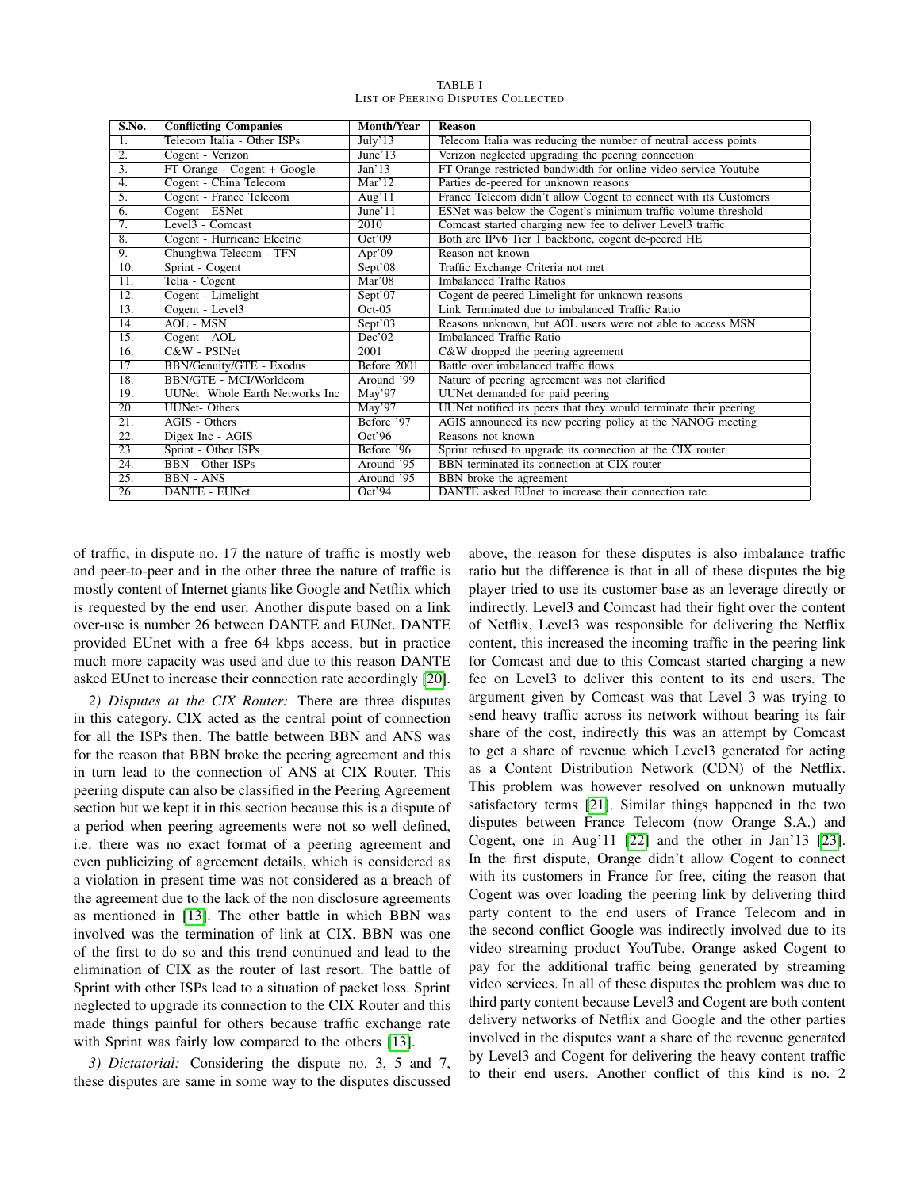TABLE I
LIST OF PEERING DISPUTES COLLECTED

| S.No. | Conflicting Companies | Month/Year | Reason |
|---|---|---|---|
| 1. | Telecom Italia - Other ISPs | July'13 | Telecom Italia was reducing the number of neutral access points |
| 2. | Cogent - Verizon | June'13 | Verizon neglected upgrading the peering connection |
| 3. | FT Orange - Cogent + Google | Jan'13 | FT-Orange restricted bandwidth for online video service Youtube |
| 4. | Cogent - China Telecom | Mar'12 | Parties de-peered for unknown reasons |
| 5. | Cogent - France Telecom | Aug'11 | France Telecom didn't allow Cogent to connect with its Customers |
| 6. | Cogent - ESNet | June'11 | ESNet was below the Cogent's minimum traffic volume threshold |
| 7. | Level3 - Comcast | 2010 | Comcast started charging new fee to deliver Level3 traffic |
| 8. | Cogent - Hurricane Electric | Oct'09 | Both are IPv6 Tier 1 backbone, cogent de-peered HE |
| 9. | Chunghwa Telecom - TFN | Apr'09 | Reason not known |
| 10. | Sprint - Cogent | Sept'08 | Traffic Exchange Criteria not met |
| 11. | Telia - Cogent | Mar'08 | Imbalanced Traffic Ratios |
| 12. | Cogent - Limelight | Sept'07 | Cogent de-peered Limelight for unknown reasons |
| 13. | Cogent - Level3 | Oct-05 | Link Terminated due to imbalanced Traffic Ratio |
| 14. | AOL - MSN | Sept'03 | Reasons unknown, but AOL users were not able to access MSN |
| 15. | Cogent - AOL | Dec'02 | Imbalanced Traffic Ratio |
| 16. | C&W - PSINet | 2001 | C&W dropped the peering agreement |
| 17. | BBN/Genuity/GTE - Exodus | Before 2001 | Battle over imbalanced traffic flows |
| 18. | BBN/GTE - MCI/Worldcom | Around '99 | Nature of peering agreement was not clarified |
| 19. | UUNet Whole Earth Networks Inc | May'97 | UUNet demanded for paid peering |
| 20. | UUNet- Others | May'97 | UUNet notified its peers that they would terminate their peering |
| 21. | AGIS - Others | Before '97 | AGIS announced its new peering policy at the NANOG meeting |
| 22. | Digex Inc - AGIS | Oct'96 | Reasons not known |
| 23. | Sprint - Other ISPs | Before '96 | Sprint refused to upgrade its connection at the CIX router |
| 24. | BBN - Other ISPs | Around '95 | BBN terminated its connection at CIX router |
| 25. | BBN - ANS | Around '95 | BBN broke the agreement |
| 26. | DANTE - EUNet | Oct'94 | DANTE asked EUnet to increase their connection rate |

of traffic, in dispute no. 17 the nature of traffic is mostly web and peer-to-peer and in the other three the nature of traffic is mostly content of Internet giants like Google and Netflix which is requested by the end user. Another dispute based on a link over-use is number 26 between DANTE and EUNet. DANTE provided EUnet with a free 64 kbps access, but in practice much more capacity was used and due to this reason DANTE asked EUnet to increase their connection rate accordingly [20].

*2) Disputes at the CIX Router:* There are three disputes in this category. CIX acted as the central point of connection for all the ISPs then. The battle between BBN and ANS was for the reason that BBN broke the peering agreement and this in turn lead to the connection of ANS at CIX Router. This peering dispute can also be classified in the Peering Agreement section but we kept it in this section because this is a dispute of a period when peering agreements were not so well defined, i.e. there was no exact format of a peering agreement and even publicizing of agreement details, which is considered as a violation in present time was not considered as a breach of the agreement due to the lack of the non disclosure agreements as mentioned in [13]. The other battle in which BBN was involved was the termination of link at CIX. BBN was one of the first to do so and this trend continued and lead to the elimination of CIX as the router of last resort. The battle of Sprint with other ISPs lead to a situation of packet loss. Sprint neglected to upgrade its connection to the CIX Router and this made things painful for others because traffic exchange rate with Sprint was fairly low compared to the others [13].

*3) Dictatorial:* Considering the dispute no. 3, 5 and 7, these disputes are same in some way to the disputes discussed above, the reason for these disputes is also imbalance traffic ratio but the difference is that in all of these disputes the big player tried to use its customer base as an leverage directly or indirectly. Level3 and Comcast had their fight over the content of Netflix, Level3 was responsible for delivering the Netflix content, this increased the incoming traffic in the peering link for Comcast and due to this Comcast started charging a new fee on Level3 to deliver this content to its end users. The argument given by Comcast was that Level 3 was trying to send heavy traffic across its network without bearing its fair share of the cost, indirectly this was an attempt by Comcast to get a share of revenue which Level3 generated for acting as a Content Distribution Network (CDN) of the Netflix. This problem was however resolved on unknown mutually satisfactory terms [21]. Similar things happened in the two disputes between France Telecom (now Orange S.A.) and Cogent, one in Aug'11 [22] and the other in Jan'13 [23]. In the first dispute, Orange didn't allow Cogent to connect with its customers in France for free, citing the reason that Cogent was over loading the peering link by delivering third party content to the end users of France Telecom and in the second conflict Google was indirectly involved due to its video streaming product YouTube, Orange asked Cogent to pay for the additional traffic being generated by streaming video services. In all of these disputes the problem was due to third party content because Level3 and Cogent are both content delivery networks of Netflix and Google and the other parties involved in the disputes want a share of the revenue generated by Level3 and Cogent for delivering the heavy content traffic to their end users. Another conflict of this kind is no. 2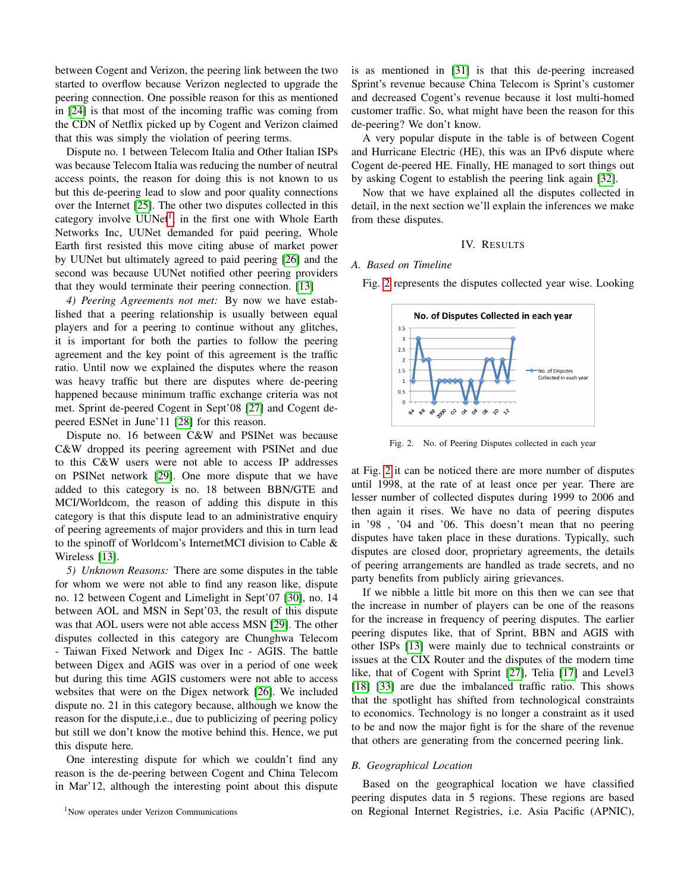between Cogent and Verizon, the peering link between the two started to overflow because Verizon neglected to upgrade the peering connection. One possible reason for this as mentioned in [24] is that most of the incoming traffic was coming from the CDN of Netflix picked up by Cogent and Verizon claimed that this was simply the violation of peering terms.

Dispute no. 1 between Telecom Italia and Other Italian ISPs was because Telecom Italia was reducing the number of neutral access points, the reason for doing this is not known to us but this de-peering lead to slow and poor quality connections over the Internet [25]. The other two disputes collected in this category involve UUNet[1], in the first one with Whole Earth Networks Inc, UUNet demanded for paid peering, Whole Earth first resisted this move citing abuse of market power by UUNet but ultimately agreed to paid peering [26] and the second was because UUNet notified other peering providers that they would terminate their peering connection. [13]

*4) Peering Agreements not met:* By now we have established that a peering relationship is usually between equal players and for a peering to continue without any glitches, it is important for both the parties to follow the peering agreement and the key point of this agreement is the traffic ratio. Until now we explained the disputes where the reason was heavy traffic but there are disputes where de-peering happened because minimum traffic exchange criteria was not met. Sprint de-peered Cogent in Sept'08 [27] and Cogent de-peered ESNet in June'11 [28] for this reason.

Dispute no. 16 between C&W and PSINet was because C&W dropped its peering agreement with PSINet and due to this C&W users were not able to access IP addresses on PSINet network [29]. One more dispute that we have added to this category is no. 18 between BBN/GTE and MCI/Worldcom, the reason of adding this dispute in this category is that this dispute lead to an administrative enquiry of peering agreements of major providers and this in turn lead to the spinoff of Worldcom's InternetMCI division to Cable & Wireless [13].

*5) Unknown Reasons:* There are some disputes in the table for whom we were not able to find any reason like, dispute no. 12 between Cogent and Limelight in Sept'07 [30], no. 14 between AOL and MSN in Sept'03, the result of this dispute was that AOL users were not able access MSN [29]. The other disputes collected in this category are Chunghwa Telecom - Taiwan Fixed Network and Digex Inc - AGIS. The battle between Digex and AGIS was over in a period of one week but during this time AGIS customers were not able to access websites that were on the Digex network [26]. We included dispute no. 21 in this category because, although we know the reason for the dispute,i.e., due to publicizing of peering policy but still we don't know the motive behind this. Hence, we put this dispute here.

One interesting dispute for which we couldn't find any reason is the de-peering between Cogent and China Telecom in Mar'12, although the interesting point about this dispute is as mentioned in [31] is that this de-peering increased Sprint's revenue because China Telecom is Sprint's customer and decreased Cogent's revenue because it lost multi-homed customer traffic. So, what might have been the reason for this de-peering? We don't know.

A very popular dispute in the table is of between Cogent and Hurricane Electric (HE), this was an IPv6 dispute where Cogent de-peered HE. Finally, HE managed to sort things out by asking Cogent to establish the peering link again [32].

Now that we have explained all the disputes collected in detail, in the next section we'll explain the inferences we make from these disputes.

## IV. Results

### A. Based on Timeline

Fig. 2 represents the disputes collected year wise. Looking at Fig. 2 it can be noticed there are more number of disputes until 1998, at the rate of at least once per year. There are lesser number of collected disputes during 1999 to 2006 and then again it rises. We have no data of peering disputes in '98 , '04 and '06. This doesn't mean that no peering disputes have taken place in these durations. Typically, such disputes are closed door, proprietary agreements, the details of peering arrangements are handled as trade secrets, and no party benefits from publicly airing grievances.

Fig. 2. No. of Peering Disputes collected in each year

If we nibble a little bit more on this then we can see that the increase in number of players can be one of the reasons for the increase in frequency of peering disputes. The earlier peering disputes like, that of Sprint, BBN and AGIS with other ISPs [13] were mainly due to technical constraints or issues at the CIX Router and the disputes of the modern time like, that of Cogent with Sprint [27], Telia [17] and Level3 [18] [33] are due the imbalanced traffic ratio. This shows that the spotlight has shifted from technological constraints to economics. Technology is no longer a constraint as it used to be and now the major fight is for the share of the revenue that others are generating from the concerned peering link.

### B. Geographical Location

Based on the geographical location we have classified peering disputes data in 5 regions. These regions are based on Regional Internet Registries, i.e. Asia Pacific (APNIC),

[1] Now operates under Verizon Communications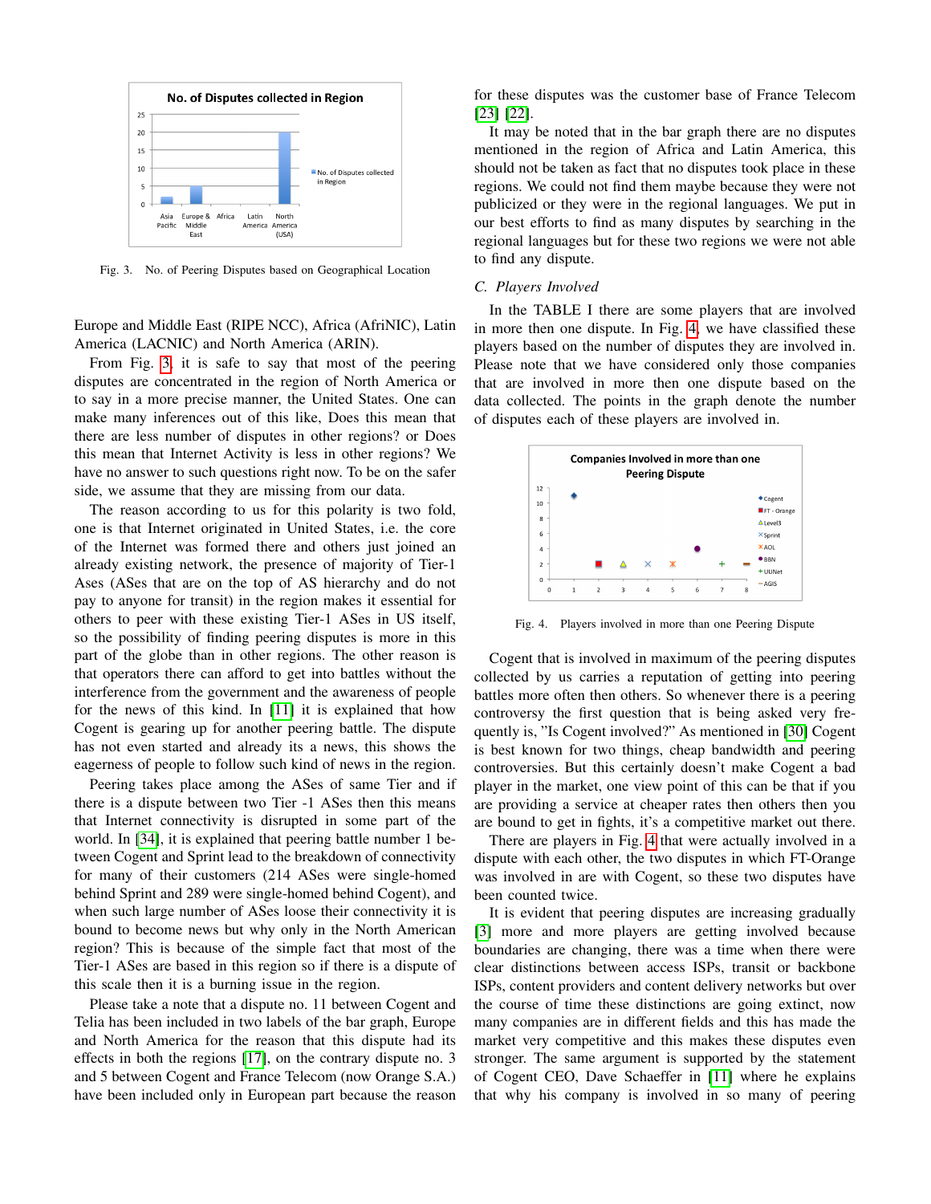Fig. 3. No. of Peering Disputes based on Geographical Location

Europe and Middle East (RIPE NCC), Africa (AfriNIC), Latin America (LACNIC) and North America (ARIN).

From Fig. 3, it is safe to say that most of the peering disputes are concentrated in the region of North America or to say in a more precise manner, the United States. One can make many inferences out of this like, Does this mean that there are less number of disputes in other regions? or Does this mean that Internet Activity is less in other regions? We have no answer to such questions right now. To be on the safer side, we assume that they are missing from our data.

The reason according to us for this polarity is two fold, one is that Internet originated in United States, i.e. the core of the Internet was formed there and others just joined an already existing network, the presence of majority of Tier-1 Ases (ASes that are on the top of AS hierarchy and do not pay to anyone for transit) in the region makes it essential for others to peer with these existing Tier-1 ASes in US itself, so the possibility of finding peering disputes is more in this part of the globe than in other regions. The other reason is that operators there can afford to get into battles without the interference from the government and the awareness of people for the news of this kind. In [11] it is explained that how Cogent is gearing up for another peering battle. The dispute has not even started and already its a news, this shows the eagerness of people to follow such kind of news in the region.

Peering takes place among the ASes of same Tier and if there is a dispute between two Tier -1 ASes then this means that Internet connectivity is disrupted in some part of the world. In [34], it is explained that peering battle number 1 between Cogent and Sprint lead to the breakdown of connectivity for many of their customers (214 ASes were single-homed behind Sprint and 289 were single-homed behind Cogent), and when such large number of ASes loose their connectivity it is bound to become news but why only in the North American region? This is because of the simple fact that most of the Tier-1 ASes are based in this region so if there is a dispute of this scale then it is a burning issue in the region.

Please take a note that a dispute no. 11 between Cogent and Telia has been included in two labels of the bar graph, Europe and North America for the reason that this dispute had its effects in both the regions [17], on the contrary dispute no. 3 and 5 between Cogent and France Telecom (now Orange S.A.) have been included only in European part because the reason for these disputes was the customer base of France Telecom [23] [22].

It may be noted that in the bar graph there are no disputes mentioned in the region of Africa and Latin America, this should not be taken as fact that no disputes took place in these regions. We could not find them maybe because they were not publicized or they were in the regional languages. We put in our best efforts to find as many disputes by searching in the regional languages but for these two regions we were not able to find any dispute.

### C. Players Involved

In the TABLE I there are some players that are involved in more then one dispute. In Fig. 4, we have classified these players based on the number of disputes they are involved in. Please note that we have considered only those companies that are involved in more then one dispute based on the data collected. The points in the graph denote the number of disputes each of these players are involved in.

Fig. 4. Players involved in more than one Peering Dispute

Cogent that is involved in maximum of the peering disputes collected by us carries a reputation of getting into peering battles more often then others. So whenever there is a peering controversy the first question that is being asked very frequently is, "Is Cogent involved?" As mentioned in [30] Cogent is best known for two things, cheap bandwidth and peering controversies. But this certainly doesn't make Cogent a bad player in the market, one view point of this can be that if you are providing a service at cheaper rates then others then you are bound to get in fights, it's a competitive market out there.

There are players in Fig. 4 that were actually involved in a dispute with each other, the two disputes in which FT-Orange was involved in are with Cogent, so these two disputes have been counted twice.

It is evident that peering disputes are increasing gradually [3] more and more players are getting involved because boundaries are changing, there was a time when there were clear distinctions between access ISPs, transit or backbone ISPs, content providers and content delivery networks but over the course of time these distinctions are going extinct, now many companies are in different fields and this has made the market very competitive and this makes these disputes even stronger. The same argument is supported by the statement of Cogent CEO, Dave Schaeffer in [11] where he explains that why his company is involved in so many of peering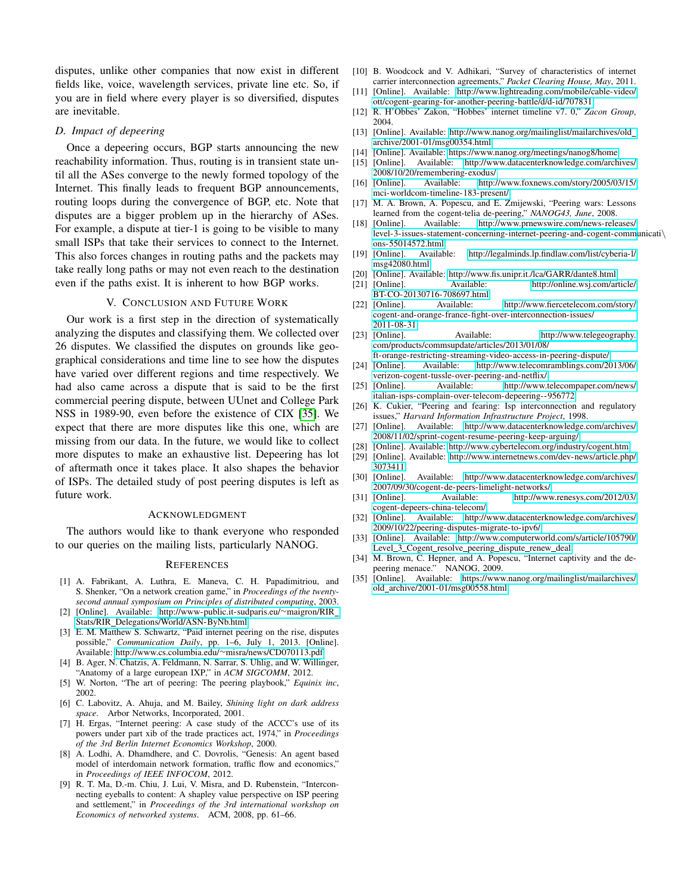disputes, unlike other companies that now exist in different fields like, voice, wavelength services, private line etc. So, if you are in field where every player is so diversified, disputes are inevitable.

### D. Impact of depeering

Once a depeering occurs, BGP starts announcing the new reachability information. Thus, routing is in transient state until all the ASes converge to the newly formed topology of the Internet. This finally leads to frequent BGP announcements, routing loops during the convergence of BGP, etc. Note that disputes are a bigger problem up in the hierarchy of ASes. For example, a dispute at tier-1 is going to be visible to many small ISPs that take their services to connect to the Internet. This also forces changes in routing paths and the packets may take really long paths or may not even reach to the destination even if the paths exist. It is inherent to how BGP works.

## V. Conclusion and Future Work

Our work is a first step in the direction of systematically analyzing the disputes and classifying them. We collected over 26 disputes. We classified the disputes on grounds like geographical considerations and time line to see how the disputes have varied over different regions and time respectively. We had also came across a dispute that is said to be the first commercial peering dispute, between UUnet and College Park NSS in 1989-90, even before the existence of CIX [35]. We expect that there are more disputes like this one, which are missing from our data. In the future, we would like to collect more disputes to make an exhaustive list. Depeering has lot of aftermath once it takes place. It also shapes the behavior of ISPs. The detailed study of post peering disputes is left as future work.

## Acknowledgment

The authors would like to thank everyone who responded to our queries on the mailing lists, particularly NANOG.

## References

[1] A. Fabrikant, A. Luthra, E. Maneva, C. H. Papadimitriou, and S. Shenker, "On a network creation game," in *Proceedings of the twenty-second annual symposium on Principles of distributed computing*, 2003.

[2] [Online]. Available: http://www-public.it-sudparis.eu/~maigron/RIR_Stats/RIR_Delegations/World/ASN-ByNb.html

[3] E. M. Matthew S. Schwartz, "Paid internet peering on the rise, disputes possible," *Communication Daily*, pp. 1–6, July 1, 2013. [Online]. Available: http://www.cs.columbia.edu/~misra/news/CD070113.pdf

[4] B. Ager, N. Chatzis, A. Feldmann, N. Sarrar, S. Uhlig, and W. Willinger, "Anatomy of a large european IXP," in *ACM SIGCOMM*, 2012.

[5] W. Norton, "The art of peering: The peering playbook," *Equinix inc*, 2002.

[6] C. Labovitz, A. Ahuja, and M. Bailey, *Shining light on dark address space*. Arbor Networks, Incorporated, 2001.

[7] H. Ergas, "Internet peering: A case study of the ACCC's use of its powers under part xib of the trade practices act, 1974," in *Proceedings of the 3rd Berlin Internet Economics Workshop*, 2000.

[8] A. Lodhi, A. Dhamdhere, and C. Dovrolis, "Genesis: An agent based model of interdomain network formation, traffic flow and economics," in *Proceedings of IEEE INFOCOM*, 2012.

[9] R. T. Ma, D.-m. Chiu, J. Lui, V. Misra, and D. Rubenstein, "Interconnecting eyeballs to content: A shapley value perspective on ISP peering and settlement," in *Proceedings of the 3rd international workshop on Economics of networked systems*. ACM, 2008, pp. 61–66.

[10] B. Woodcock and V. Adhikari, "Survey of characteristics of internet carrier interconnection agreements," *Packet Clearing House, May*, 2011.

[11] [Online]. Available: http://www.lightreading.com/mobile/cable-video/ott/cogent-gearing-for-another-peering-battle/d/d-id/707831

[12] R. H'Obbes' Zakon, "Hobbes' internet timeline v7. 0," *Zacon Group*, 2004.

[13] [Online]. Available: http://www.nanog.org/mailinglist/mailarchives/old_archive/2001-01/msg00354.html

[14] [Online]. Available: https://www.nanog.org/meetings/nanog8/home

[15] [Online]. Available: http://www.datacenterknowledge.com/archives/2008/10/20/remembering-exodus/

[16] [Online]. Available: http://www.foxnews.com/story/2005/03/15/mci-worldcom-timeline-183-present/

[17] M. A. Brown, A. Popescu, and E. Zmijewski, "Peering wars: Lessons learned from the cogent-telia de-peering," *NANOG43, June*, 2008.

[18] [Online]. Available: http://www.prnewswire.com/news-releases/level-3-issues-statement-concerning-internet-peering-and-cogent-communicati\ons-55014572.html

[19] [Online]. Available: http://legalminds.lp.findlaw.com/list/cyberia-l/msg42080.html

[20] [Online]. Available: http://www.fis.unipr.it./lca/GARR/dante8.html

[21] [Online]. Available: http://online.wsj.com/article/BT-CO-20130716-708697.html

[22] [Online]. Available: http://www.fiercetelecom.com/story/cogent-and-orange-france-fight-over-interconnection-issues/2011-08-31

[23] [Online]. Available: http://www.telegeography.com/products/commsupdate/articles/2013/01/08/ft-orange-restricting-streaming-video-access-in-peering-dispute/

[24] [Online]. Available: http://www.telecomramblings.com/2013/06/verizon-cogent-tussle-over-peering-and-netflix/

[25] [Online]. Available: http://www.telecompaper.com/news/italian-isps-complain-over-telecom-depeering--956772

[26] K. Cukier, "Peering and fearing: Isp interconnection and regulatory issues," *Harvard Information Infrastructure Project*, 1998.

[27] [Online]. Available: http://www.datacenterknowledge.com/archives/2008/11/02/sprint-cogent-resume-peering-keep-arguing/

[28] [Online]. Available: http://www.cybertelecom.org/industry/cogent.htm

[29] [Online]. Available: http://www.internetnews.com/dev-news/article.php/3073411

[30] [Online]. Available: http://www.datacenterknowledge.com/archives/2007/09/30/cogent-de-peers-limelight-networks/

[31] [Online]. Available: http://www.renesys.com/2012/03/cogent-depeers-china-telecom/

[32] [Online]. Available: http://www.datacenterknowledge.com/archives/2009/10/22/peering-disputes-migrate-to-ipv6/

[33] [Online]. Available: http://www.computerworld.com/s/article/105790/Level_3_Cogent_resolve_peering_dispute_renew_deal

[34] M. Brown, C. Hepner, and A. Popescu, "Internet captivity and the de-peering menace." NANOG, 2009.

[35] [Online]. Available: https://www.nanog.org/mailinglist/mailarchives/old_archive/2001-01/msg00558.html